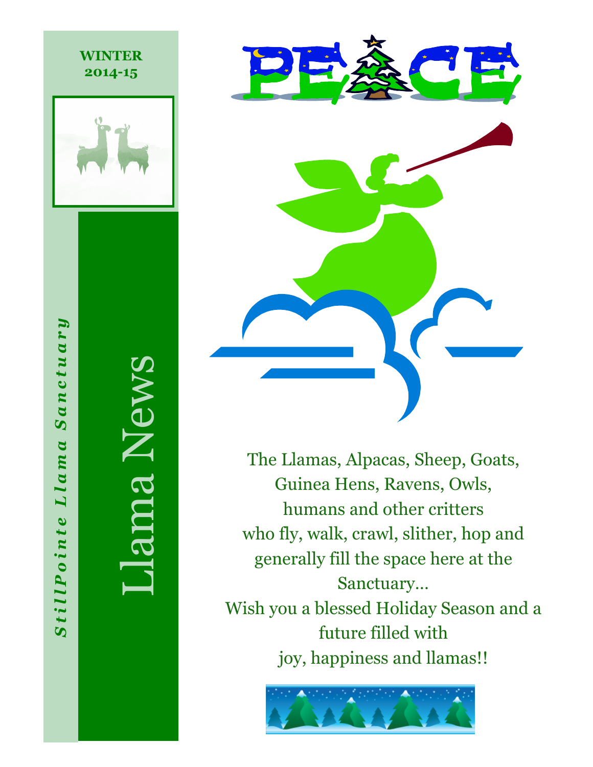WINTER
2014-15

*StillPointe Llama Sanctuary*

# Llama News

# PEACE

The Llamas, Alpacas, Sheep, Goats,
Guinea Hens, Ravens, Owls,
humans and other critters
who fly, walk, crawl, slither, hop and
generally fill the space here at the
Sanctuary…
Wish you a blessed Holiday Season and a
future filled with
joy, happiness and llamas!!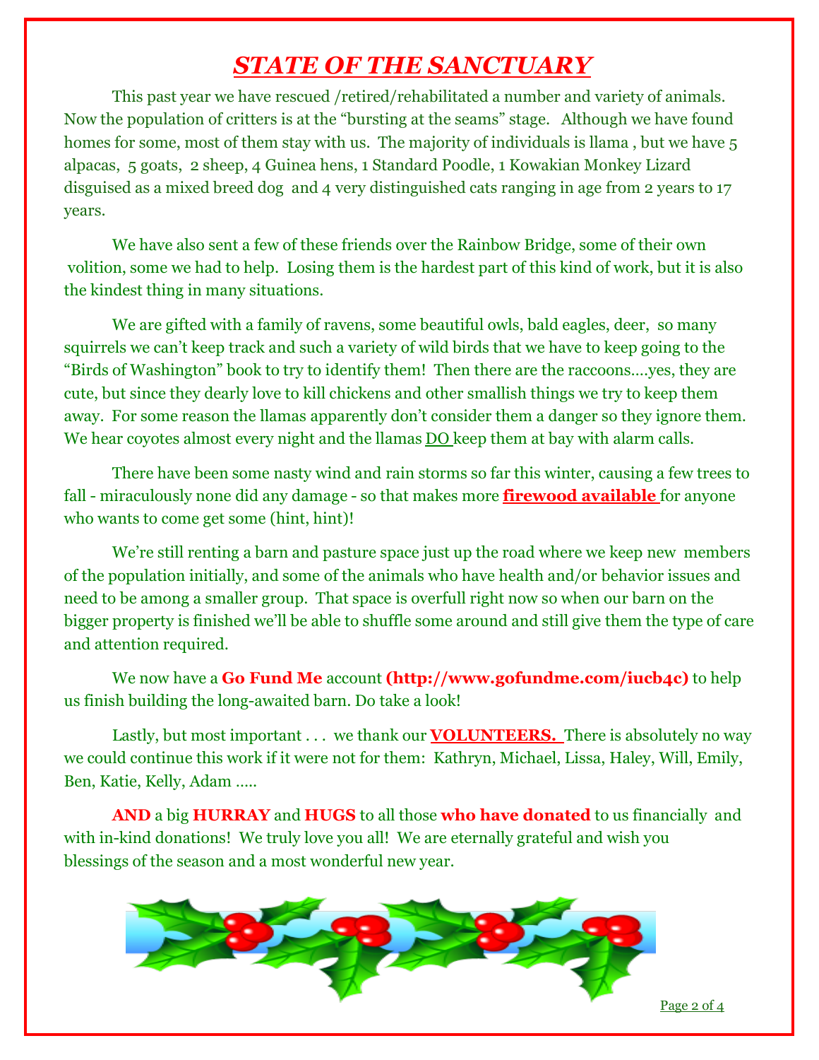# ***STATE OF THE SANCTUARY***

This past year we have rescued /retired/rehabilitated a number and variety of animals. Now the population of critters is at the "bursting at the seams" stage. Although we have found homes for some, most of them stay with us. The majority of individuals is llama , but we have 5 alpacas, 5 goats, 2 sheep, 4 Guinea hens, 1 Standard Poodle, 1 Kowakian Monkey Lizard disguised as a mixed breed dog and 4 very distinguished cats ranging in age from 2 years to 17 years.

We have also sent a few of these friends over the Rainbow Bridge, some of their own volition, some we had to help. Losing them is the hardest part of this kind of work, but it is also the kindest thing in many situations.

We are gifted with a family of ravens, some beautiful owls, bald eagles, deer, so many squirrels we can't keep track and such a variety of wild birds that we have to keep going to the "Birds of Washington" book to try to identify them! Then there are the raccoons….yes, they are cute, but since they dearly love to kill chickens and other smallish things we try to keep them away. For some reason the llamas apparently don't consider them a danger so they ignore them. We hear coyotes almost every night and the llamas <u>DO</u> keep them at bay with alarm calls.

There have been some nasty wind and rain storms so far this winter, causing a few trees to fall - miraculously none did any damage - so that makes more **<u>firewood available</u>** for anyone who wants to come get some (hint, hint)!

We're still renting a barn and pasture space just up the road where we keep new members of the population initially, and some of the animals who have health and/or behavior issues and need to be among a smaller group. That space is overfull right now so when our barn on the bigger property is finished we'll be able to shuffle some around and still give them the type of care and attention required.

We now have a **Go Fund Me** account **(http://www.gofundme.com/iucb4c)** to help us finish building the long-awaited barn. Do take a look!

Lastly, but most important . . . we thank our **<u>VOLUNTEERS.</u>** There is absolutely no way we could continue this work if it were not for them: Kathryn, Michael, Lissa, Haley, Will, Emily, Ben, Katie, Kelly, Adam …..

**AND** a big **HURRAY** and **HUGS** to all those **who have donated** to us financially and with in-kind donations! We truly love you all! We are eternally grateful and wish you blessings of the season and a most wonderful new year.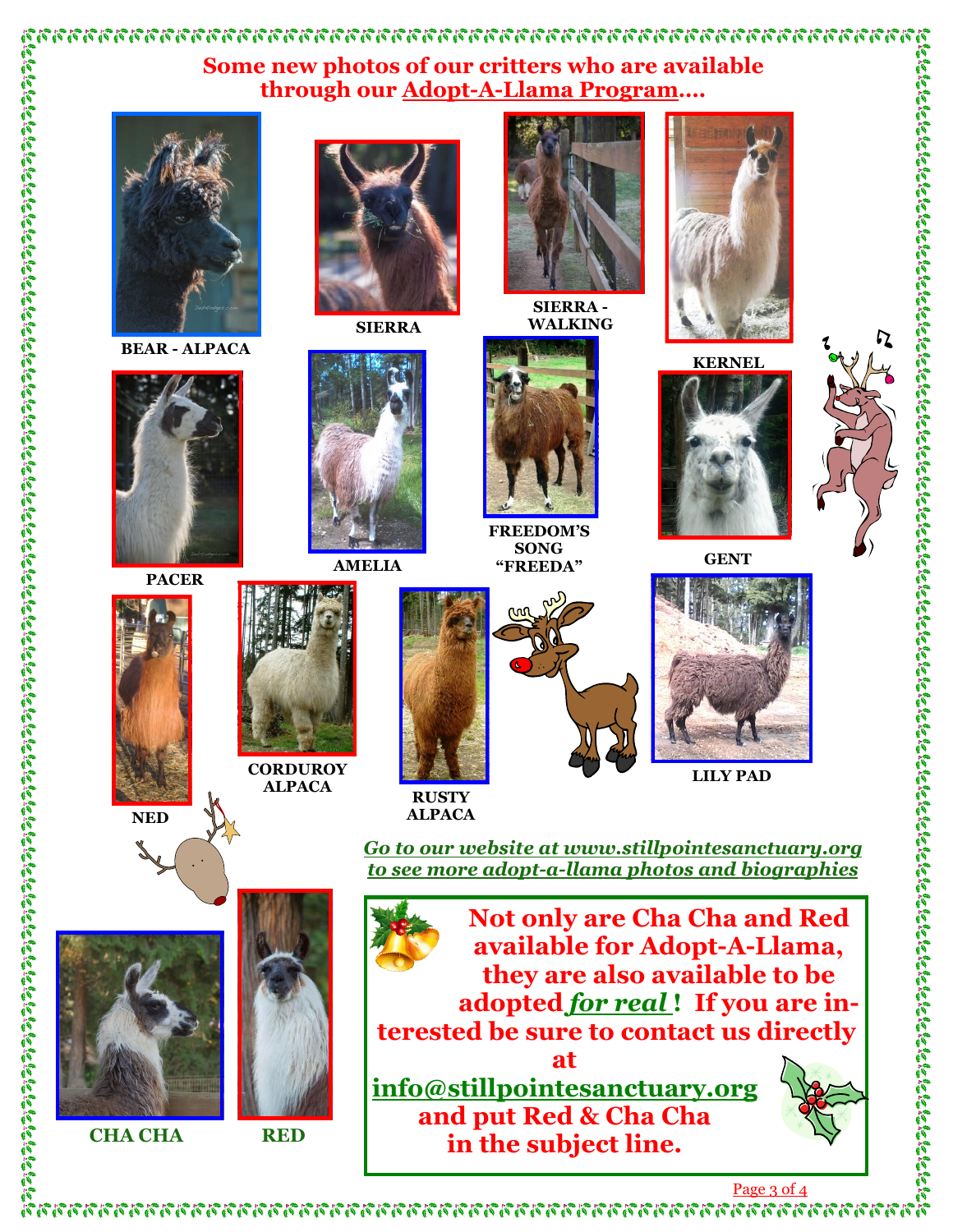## Some new photos of our critters who are available through our Adopt-A-Llama Program....

**BEAR - ALPACA**

**SIERRA**

**SIERRA - WALKING**

**KERNEL**

**PACER**

**AMELIA**

**FREEDOM'S SONG "FREEDA"**

**GENT**

**NED**

**CORDUROY ALPACA**

**RUSTY ALPACA**

**LILY PAD**

***Go to our website at www.stillpointesanctuary.org to see more adopt-a-llama photos and biographies***

**CHA CHA**

**RED**

**Not only are Cha Cha and Red available for Adopt-A-Llama, they are also available to be adopted *for real*! If you are interested be sure to contact us directly at info@stillpointesanctuary.org and put Red & Cha Cha in the subject line.**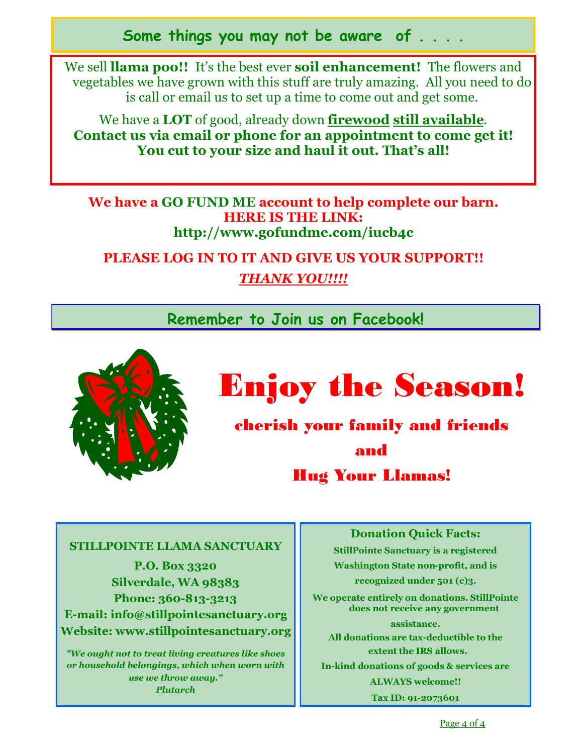## Some things you may not be aware of . . . .

We sell **llama poo!!** It's the best ever **soil enhancement!** The flowers and vegetables we have grown with this stuff are truly amazing. All you need to do is call or email us to set up a time to come out and get some.

We have a **LOT** of good, already down **firewood still available**.
**Contact us via email or phone for an appointment to come get it! You cut to your size and haul it out. That's all!**

**We have a GO FUND ME account to help complete our barn.**
**HERE IS THE LINK:**
**http://www.gofundme.com/iucb4c**

**PLEASE LOG IN TO IT AND GIVE US YOUR SUPPORT!!**

***THANK YOU!!!!***

## Remember to Join us on Facebook!

# Enjoy the Season!

**cherish your family and friends**

**and**

**Hug Your Llamas!**

**STILLPOINTE LLAMA SANCTUARY**

**P.O. Box 3320**
**Silverdale, WA 98383**
**Phone: 360-813-3213**
**E-mail: info@stillpointesanctuary.org**
**Website: www.stillpointesanctuary.org**

***"We ought not to treat living creatures like shoes or household belongings, which when worn with use we throw away."***
***Plutarch***

**Donation Quick Facts:**

**StillPointe Sanctuary is a registered Washington State non-profit, and is recognized under 501 (c)3.**

**We operate entirely on donations. StillPointe does not receive any government assistance.**

**All donations are tax-deductible to the extent the IRS allows.**

**In-kind donations of goods & services are ALWAYS welcome!!**

**Tax ID: 91-2073601**